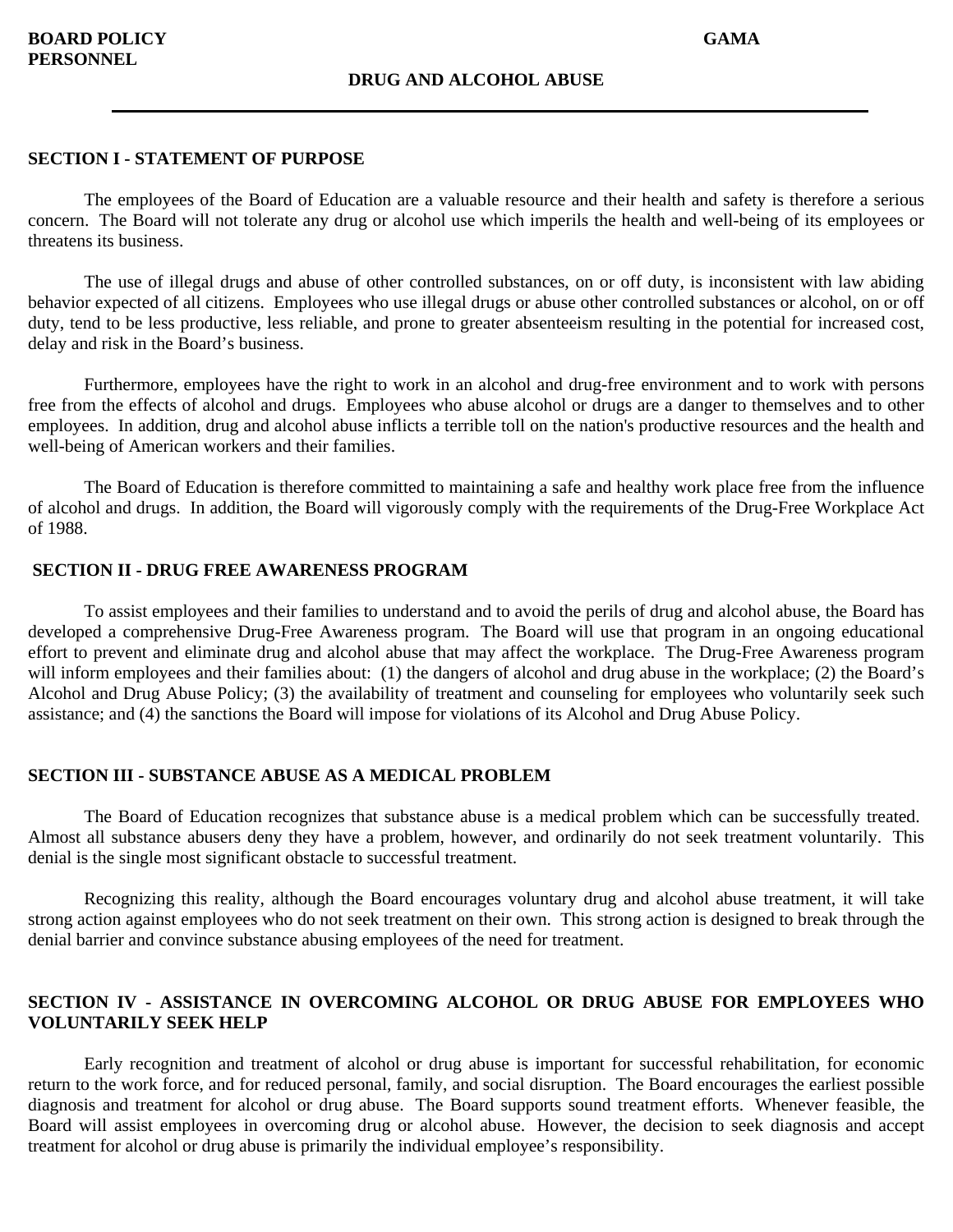**BOARD POLICY** **GAMA**
**PERSONNEL**

# DRUG AND ALCOHOL ABUSE

## SECTION I - STATEMENT OF PURPOSE

The employees of the Board of Education are a valuable resource and their health and safety is therefore a serious concern. The Board will not tolerate any drug or alcohol use which imperils the health and well-being of its employees or threatens its business.

The use of illegal drugs and abuse of other controlled substances, on or off duty, is inconsistent with law abiding behavior expected of all citizens. Employees who use illegal drugs or abuse other controlled substances or alcohol, on or off duty, tend to be less productive, less reliable, and prone to greater absenteeism resulting in the potential for increased cost, delay and risk in the Board's business.

Furthermore, employees have the right to work in an alcohol and drug-free environment and to work with persons free from the effects of alcohol and drugs. Employees who abuse alcohol or drugs are a danger to themselves and to other employees. In addition, drug and alcohol abuse inflicts a terrible toll on the nation's productive resources and the health and well-being of American workers and their families.

The Board of Education is therefore committed to maintaining a safe and healthy work place free from the influence of alcohol and drugs. In addition, the Board will vigorously comply with the requirements of the Drug-Free Workplace Act of 1988.

## SECTION II - DRUG FREE AWARENESS PROGRAM

To assist employees and their families to understand and to avoid the perils of drug and alcohol abuse, the Board has developed a comprehensive Drug-Free Awareness program. The Board will use that program in an ongoing educational effort to prevent and eliminate drug and alcohol abuse that may affect the workplace. The Drug-Free Awareness program will inform employees and their families about: (1) the dangers of alcohol and drug abuse in the workplace; (2) the Board's Alcohol and Drug Abuse Policy; (3) the availability of treatment and counseling for employees who voluntarily seek such assistance; and (4) the sanctions the Board will impose for violations of its Alcohol and Drug Abuse Policy.

## SECTION III - SUBSTANCE ABUSE AS A MEDICAL PROBLEM

The Board of Education recognizes that substance abuse is a medical problem which can be successfully treated. Almost all substance abusers deny they have a problem, however, and ordinarily do not seek treatment voluntarily. This denial is the single most significant obstacle to successful treatment.

Recognizing this reality, although the Board encourages voluntary drug and alcohol abuse treatment, it will take strong action against employees who do not seek treatment on their own. This strong action is designed to break through the denial barrier and convince substance abusing employees of the need for treatment.

## SECTION IV - ASSISTANCE IN OVERCOMING ALCOHOL OR DRUG ABUSE FOR EMPLOYEES WHO VOLUNTARILY SEEK HELP

Early recognition and treatment of alcohol or drug abuse is important for successful rehabilitation, for economic return to the work force, and for reduced personal, family, and social disruption. The Board encourages the earliest possible diagnosis and treatment for alcohol or drug abuse. The Board supports sound treatment efforts. Whenever feasible, the Board will assist employees in overcoming drug or alcohol abuse. However, the decision to seek diagnosis and accept treatment for alcohol or drug abuse is primarily the individual employee's responsibility.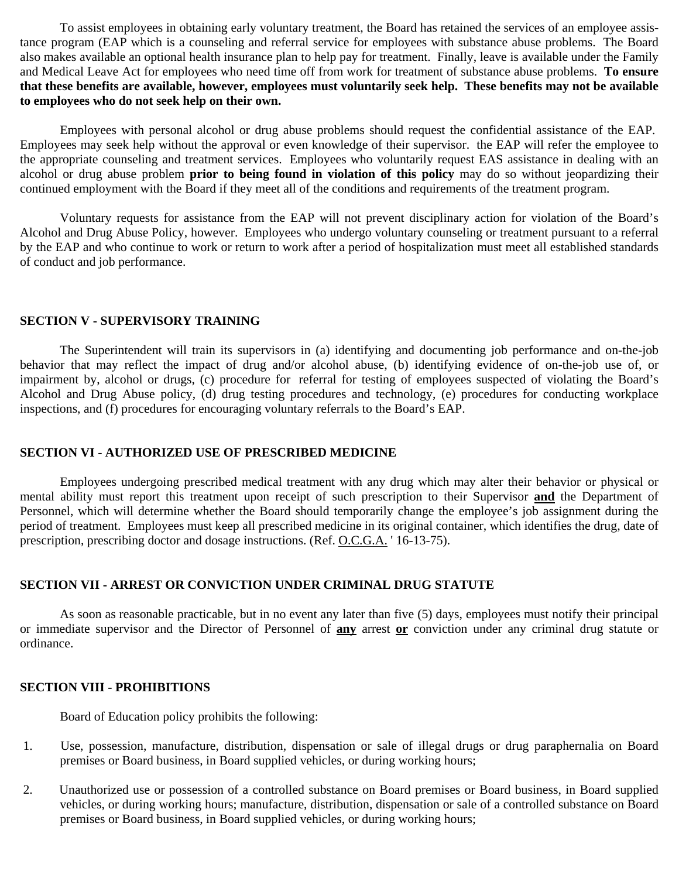To assist employees in obtaining early voluntary treatment, the Board has retained the services of an employee assistance program (EAP which is a counseling and referral service for employees with substance abuse problems. The Board also makes available an optional health insurance plan to help pay for treatment. Finally, leave is available under the Family and Medical Leave Act for employees who need time off from work for treatment of substance abuse problems. **To ensure that these benefits are available, however, employees must voluntarily seek help. These benefits may not be available to employees who do not seek help on their own.**

Employees with personal alcohol or drug abuse problems should request the confidential assistance of the EAP. Employees may seek help without the approval or even knowledge of their supervisor. the EAP will refer the employee to the appropriate counseling and treatment services. Employees who voluntarily request EAS assistance in dealing with an alcohol or drug abuse problem **prior to being found in violation of this policy** may do so without jeopardizing their continued employment with the Board if they meet all of the conditions and requirements of the treatment program.

Voluntary requests for assistance from the EAP will not prevent disciplinary action for violation of the Board's Alcohol and Drug Abuse Policy, however. Employees who undergo voluntary counseling or treatment pursuant to a referral by the EAP and who continue to work or return to work after a period of hospitalization must meet all established standards of conduct and job performance.

## SECTION V - SUPERVISORY TRAINING

The Superintendent will train its supervisors in (a) identifying and documenting job performance and on-the-job behavior that may reflect the impact of drug and/or alcohol abuse, (b) identifying evidence of on-the-job use of, or impairment by, alcohol or drugs, (c) procedure for referral for testing of employees suspected of violating the Board's Alcohol and Drug Abuse policy, (d) drug testing procedures and technology, (e) procedures for conducting workplace inspections, and (f) procedures for encouraging voluntary referrals to the Board's EAP.

## SECTION VI - AUTHORIZED USE OF PRESCRIBED MEDICINE

Employees undergoing prescribed medical treatment with any drug which may alter their behavior or physical or mental ability must report this treatment upon receipt of such prescription to their Supervisor <u>**and**</u> the Department of Personnel, which will determine whether the Board should temporarily change the employee's job assignment during the period of treatment. Employees must keep all prescribed medicine in its original container, which identifies the drug, date of prescription, prescribing doctor and dosage instructions. (Ref. <u>O.C.G.A.</u> ' 16-13-75).

## SECTION VII - ARREST OR CONVICTION UNDER CRIMINAL DRUG STATUTE

As soon as reasonable practicable, but in no event any later than five (5) days, employees must notify their principal or immediate supervisor and the Director of Personnel of <u>**any**</u> arrest <u>**or**</u> conviction under any criminal drug statute or ordinance.

## SECTION VIII - PROHIBITIONS

Board of Education policy prohibits the following:

1. Use, possession, manufacture, distribution, dispensation or sale of illegal drugs or drug paraphernalia on Board premises or Board business, in Board supplied vehicles, or during working hours;

2. Unauthorized use or possession of a controlled substance on Board premises or Board business, in Board supplied vehicles, or during working hours; manufacture, distribution, dispensation or sale of a controlled substance on Board premises or Board business, in Board supplied vehicles, or during working hours;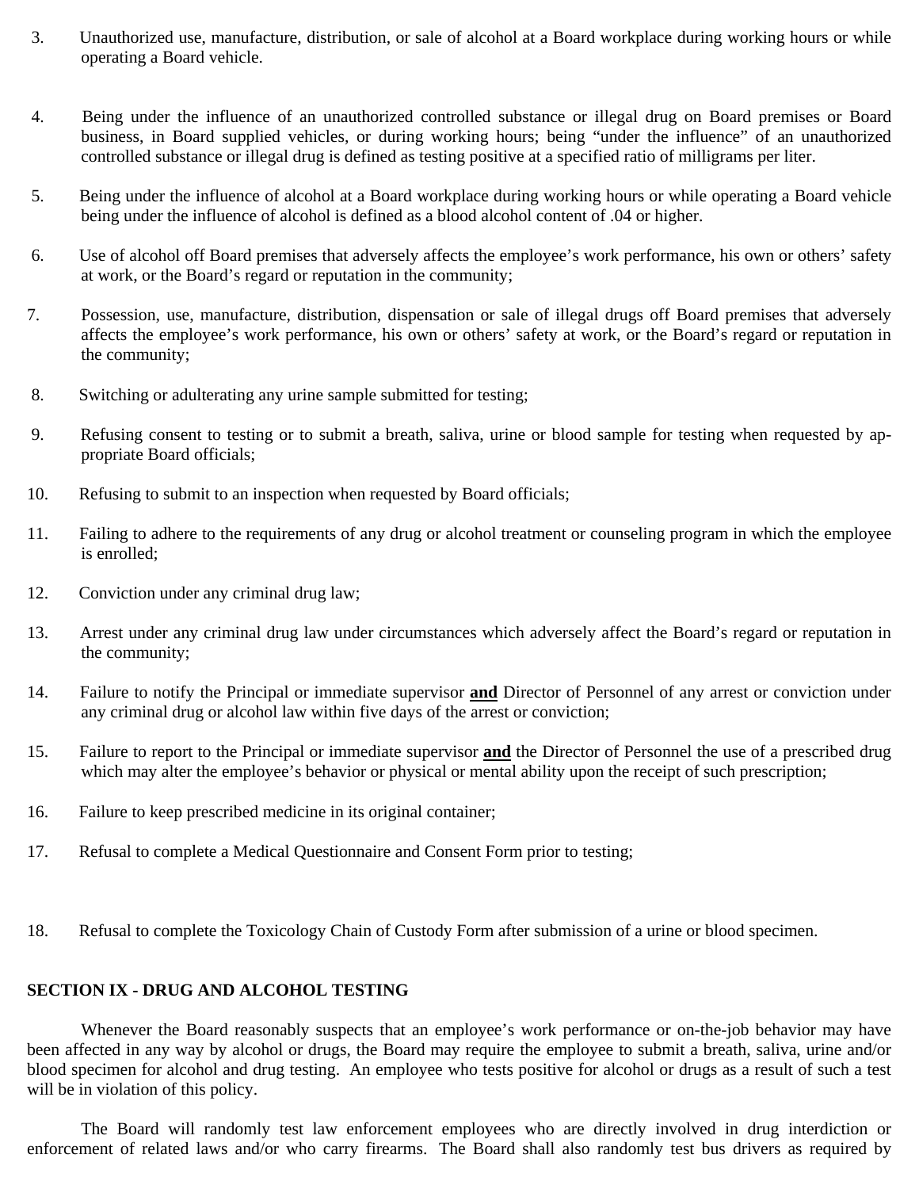3. Unauthorized use, manufacture, distribution, or sale of alcohol at a Board workplace during working hours or while operating a Board vehicle.

4. Being under the influence of an unauthorized controlled substance or illegal drug on Board premises or Board business, in Board supplied vehicles, or during working hours; being "under the influence" of an unauthorized controlled substance or illegal drug is defined as testing positive at a specified ratio of milligrams per liter.

5. Being under the influence of alcohol at a Board workplace during working hours or while operating a Board vehicle being under the influence of alcohol is defined as a blood alcohol content of .04 or higher.

6. Use of alcohol off Board premises that adversely affects the employee's work performance, his own or others' safety at work, or the Board's regard or reputation in the community;

7. Possession, use, manufacture, distribution, dispensation or sale of illegal drugs off Board premises that adversely affects the employee's work performance, his own or others' safety at work, or the Board's regard or reputation in the community;

8. Switching or adulterating any urine sample submitted for testing;

9. Refusing consent to testing or to submit a breath, saliva, urine or blood sample for testing when requested by appropriate Board officials;

10. Refusing to submit to an inspection when requested by Board officials;

11. Failing to adhere to the requirements of any drug or alcohol treatment or counseling program in which the employee is enrolled;

12. Conviction under any criminal drug law;

13. Arrest under any criminal drug law under circumstances which adversely affect the Board's regard or reputation in the community;

14. Failure to notify the Principal or immediate supervisor **<u>and</u>** Director of Personnel of any arrest or conviction under any criminal drug or alcohol law within five days of the arrest or conviction;

15. Failure to report to the Principal or immediate supervisor **<u>and</u>** the Director of Personnel the use of a prescribed drug which may alter the employee's behavior or physical or mental ability upon the receipt of such prescription;

16. Failure to keep prescribed medicine in its original container;

17. Refusal to complete a Medical Questionnaire and Consent Form prior to testing;

18. Refusal to complete the Toxicology Chain of Custody Form after submission of a urine or blood specimen.

**SECTION IX - DRUG AND ALCOHOL TESTING**

Whenever the Board reasonably suspects that an employee's work performance or on-the-job behavior may have been affected in any way by alcohol or drugs, the Board may require the employee to submit a breath, saliva, urine and/or blood specimen for alcohol and drug testing. An employee who tests positive for alcohol or drugs as a result of such a test will be in violation of this policy.

The Board will randomly test law enforcement employees who are directly involved in drug interdiction or enforcement of related laws and/or who carry firearms. The Board shall also randomly test bus drivers as required by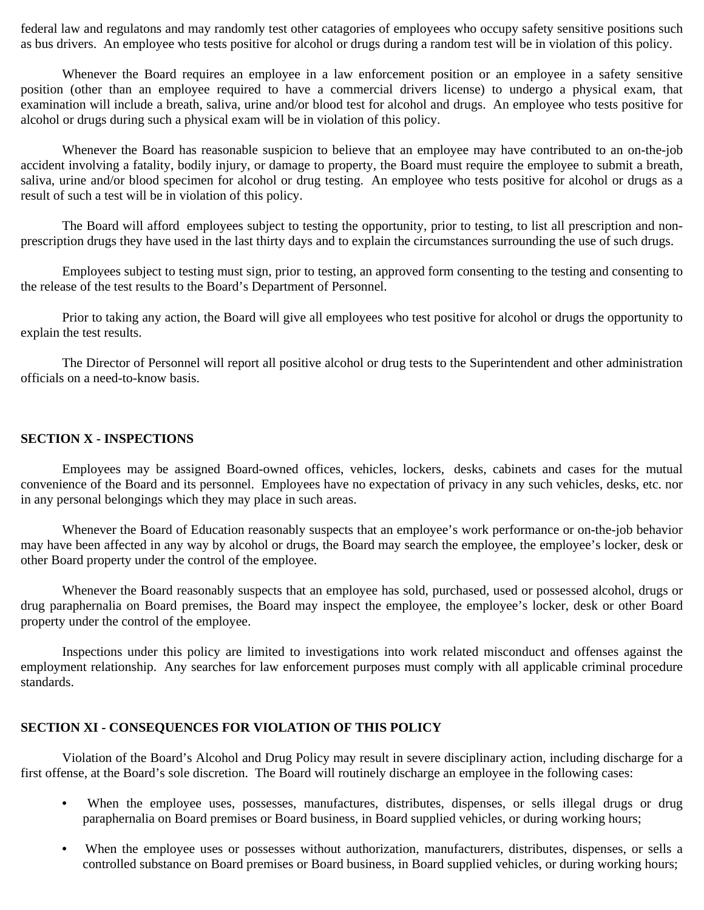federal law and regulatons and may randomly test other catagories of employees who occupy safety sensitive positions such as bus drivers. An employee who tests positive for alcohol or drugs during a random test will be in violation of this policy.

Whenever the Board requires an employee in a law enforcement position or an employee in a safety sensitive position (other than an employee required to have a commercial drivers license) to undergo a physical exam, that examination will include a breath, saliva, urine and/or blood test for alcohol and drugs. An employee who tests positive for alcohol or drugs during such a physical exam will be in violation of this policy.

Whenever the Board has reasonable suspicion to believe that an employee may have contributed to an on-the-job accident involving a fatality, bodily injury, or damage to property, the Board must require the employee to submit a breath, saliva, urine and/or blood specimen for alcohol or drug testing. An employee who tests positive for alcohol or drugs as a result of such a test will be in violation of this policy.

The Board will afford employees subject to testing the opportunity, prior to testing, to list all prescription and non-prescription drugs they have used in the last thirty days and to explain the circumstances surrounding the use of such drugs.

Employees subject to testing must sign, prior to testing, an approved form consenting to the testing and consenting to the release of the test results to the Board's Department of Personnel.

Prior to taking any action, the Board will give all employees who test positive for alcohol or drugs the opportunity to explain the test results.

The Director of Personnel will report all positive alcohol or drug tests to the Superintendent and other administration officials on a need-to-know basis.

**SECTION X - INSPECTIONS**

Employees may be assigned Board-owned offices, vehicles, lockers, desks, cabinets and cases for the mutual convenience of the Board and its personnel. Employees have no expectation of privacy in any such vehicles, desks, etc. nor in any personal belongings which they may place in such areas.

Whenever the Board of Education reasonably suspects that an employee's work performance or on-the-job behavior may have been affected in any way by alcohol or drugs, the Board may search the employee, the employee's locker, desk or other Board property under the control of the employee.

Whenever the Board reasonably suspects that an employee has sold, purchased, used or possessed alcohol, drugs or drug paraphernalia on Board premises, the Board may inspect the employee, the employee's locker, desk or other Board property under the control of the employee.

Inspections under this policy are limited to investigations into work related misconduct and offenses against the employment relationship. Any searches for law enforcement purposes must comply with all applicable criminal procedure standards.

**SECTION XI - CONSEQUENCES FOR VIOLATION OF THIS POLICY**

Violation of the Board's Alcohol and Drug Policy may result in severe disciplinary action, including discharge for a first offense, at the Board's sole discretion. The Board will routinely discharge an employee in the following cases:

- When the employee uses, possesses, manufactures, distributes, dispenses, or sells illegal drugs or drug paraphernalia on Board premises or Board business, in Board supplied vehicles, or during working hours;
- When the employee uses or possesses without authorization, manufacturers, distributes, dispenses, or sells a controlled substance on Board premises or Board business, in Board supplied vehicles, or during working hours;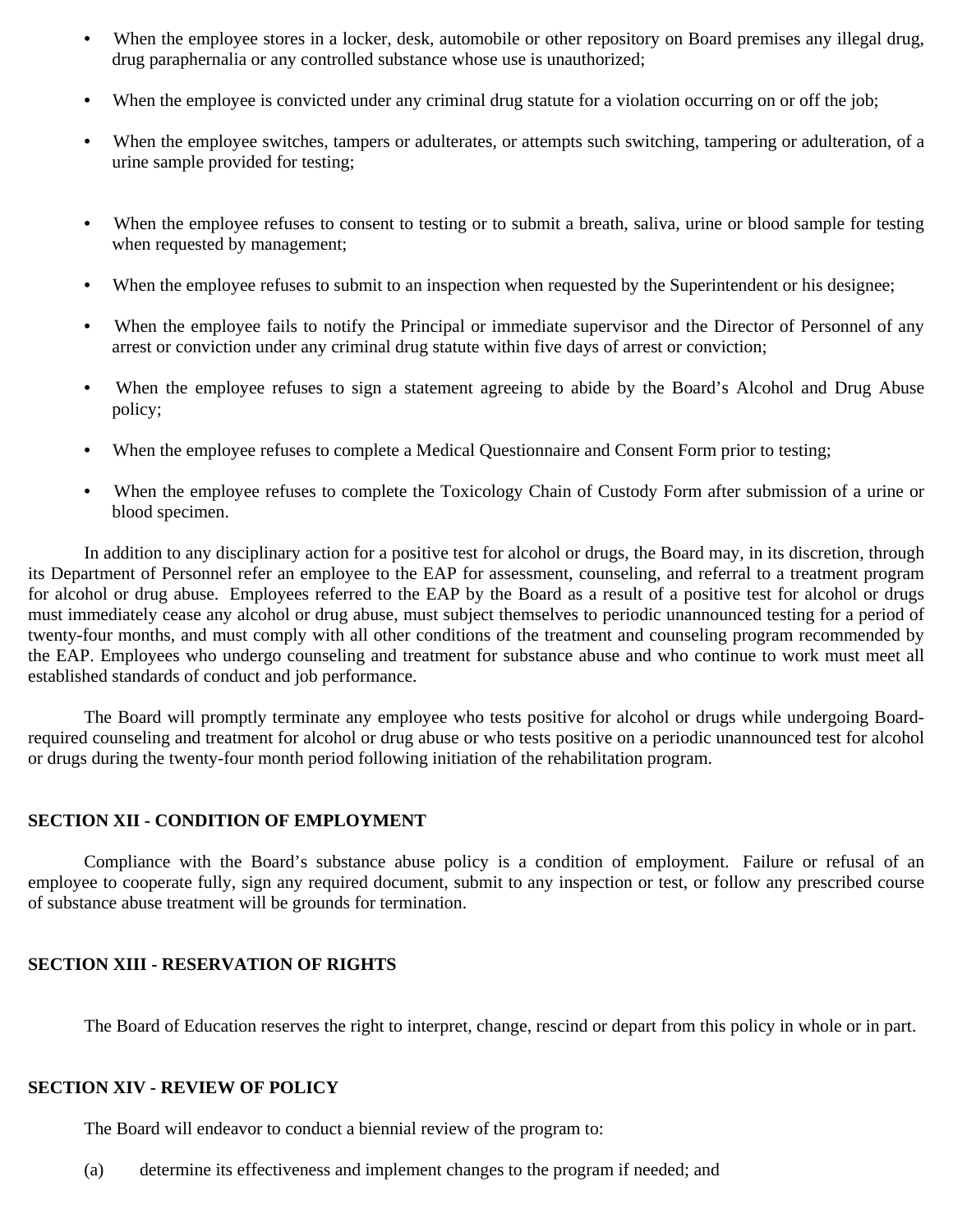- When the employee stores in a locker, desk, automobile or other repository on Board premises any illegal drug, drug paraphernalia or any controlled substance whose use is unauthorized;

- When the employee is convicted under any criminal drug statute for a violation occurring on or off the job;

- When the employee switches, tampers or adulterates, or attempts such switching, tampering or adulteration, of a urine sample provided for testing;

- When the employee refuses to consent to testing or to submit a breath, saliva, urine or blood sample for testing when requested by management;

- When the employee refuses to submit to an inspection when requested by the Superintendent or his designee;

- When the employee fails to notify the Principal or immediate supervisor and the Director of Personnel of any arrest or conviction under any criminal drug statute within five days of arrest or conviction;

- When the employee refuses to sign a statement agreeing to abide by the Board's Alcohol and Drug Abuse policy;

- When the employee refuses to complete a Medical Questionnaire and Consent Form prior to testing;

- When the employee refuses to complete the Toxicology Chain of Custody Form after submission of a urine or blood specimen.

In addition to any disciplinary action for a positive test for alcohol or drugs, the Board may, in its discretion, through its Department of Personnel refer an employee to the EAP for assessment, counseling, and referral to a treatment program for alcohol or drug abuse. Employees referred to the EAP by the Board as a result of a positive test for alcohol or drugs must immediately cease any alcohol or drug abuse, must subject themselves to periodic unannounced testing for a period of twenty-four months, and must comply with all other conditions of the treatment and counseling program recommended by the EAP. Employees who undergo counseling and treatment for substance abuse and who continue to work must meet all established standards of conduct and job performance.

The Board will promptly terminate any employee who tests positive for alcohol or drugs while undergoing Board-required counseling and treatment for alcohol or drug abuse or who tests positive on a periodic unannounced test for alcohol or drugs during the twenty-four month period following initiation of the rehabilitation program.

## SECTION XII - CONDITION OF EMPLOYMENT

Compliance with the Board's substance abuse policy is a condition of employment. Failure or refusal of an employee to cooperate fully, sign any required document, submit to any inspection or test, or follow any prescribed course of substance abuse treatment will be grounds for termination.

## SECTION XIII - RESERVATION OF RIGHTS

The Board of Education reserves the right to interpret, change, rescind or depart from this policy in whole or in part.

## SECTION XIV - REVIEW OF POLICY

The Board will endeavor to conduct a biennial review of the program to:

(a) determine its effectiveness and implement changes to the program if needed; and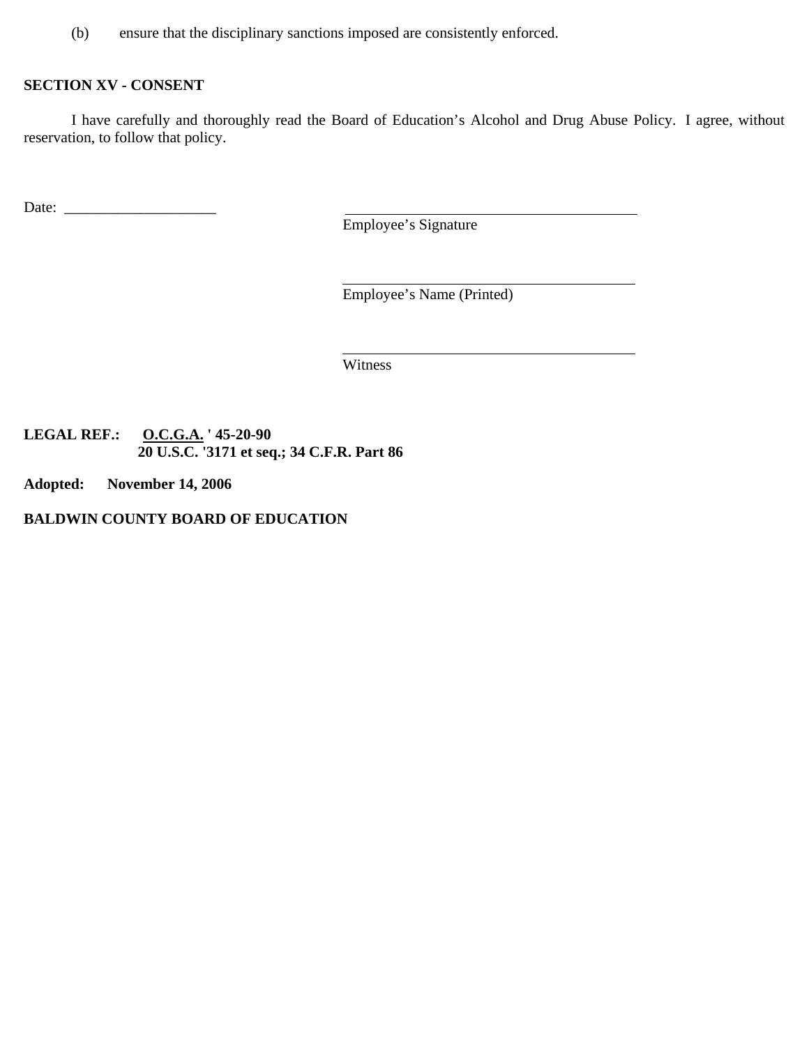(b) ensure that the disciplinary sanctions imposed are consistently enforced.

**SECTION XV - CONSENT**

I have carefully and thoroughly read the Board of Education's Alcohol and Drug Abuse Policy. I agree, without reservation, to follow that policy.

Date: ____________________

________________________________________
Employee's Signature

________________________________________
Employee's Name (Printed)

________________________________________
Witness

**LEGAL REF.: O.C.G.A. ' 45-20-90**
**20 U.S.C. '3171 et seq.; 34 C.F.R. Part 86**

**Adopted: November 14, 2006**

**BALDWIN COUNTY BOARD OF EDUCATION**